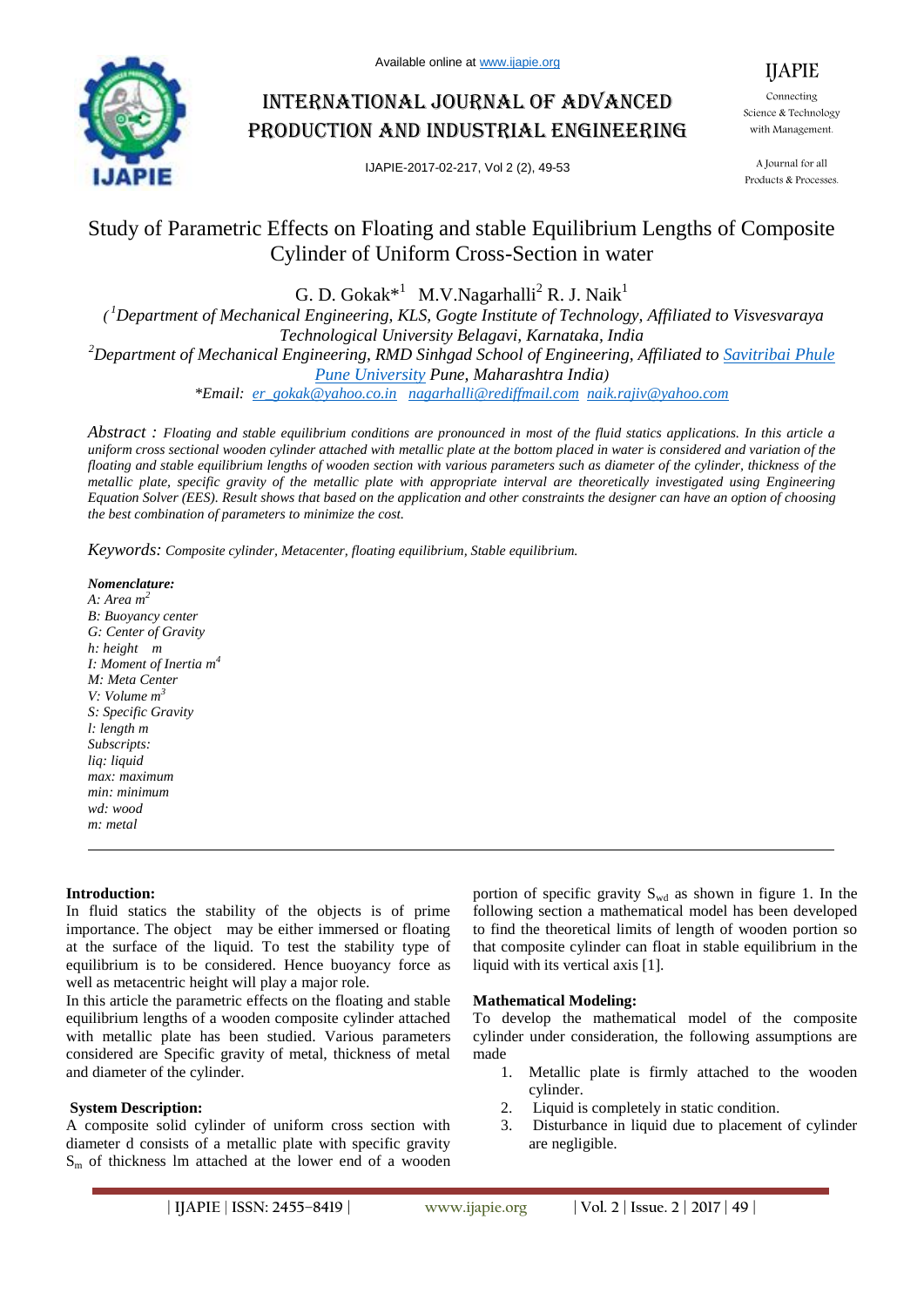# Study of Parametric Effects on Floating and stable Equilibrium Lengths of Composite Cylinder of Uniform Cross-Section in water

G. D. Gokak*[1] M.V.Nagarhalli[2] R. J. Naik[1]

*([1]Department of Mechanical Engineering, KLS, Gogte Institute of Technology, Affiliated to Visvesvaraya Technological University Belagavi, Karnataka, India*

*[2]Department of Mechanical Engineering, RMD Sinhgad School of Engineering, Affiliated to Savitribai Phule Pune University Pune, Maharashtra India)*

*\*Email: er_gokak@yahoo.co.in nagarhalli@rediffmail.com naik.rajiv@yahoo.com*

*Abstract : Floating and stable equilibrium conditions are pronounced in most of the fluid statics applications. In this article a uniform cross sectional wooden cylinder attached with metallic plate at the bottom placed in water is considered and variation of the floating and stable equilibrium lengths of wooden section with various parameters such as diameter of the cylinder, thickness of the metallic plate, specific gravity of the metallic plate with appropriate interval are theoretically investigated using Engineering Equation Solver (EES). Result shows that based on the application and other constraints the designer can have an option of choosing the best combination of parameters to minimize the cost.*

*Keywords: Composite cylinder, Metacenter, floating equilibrium, Stable equilibrium.*

***Nomenclature:***

*A: Area $m^2$*
*B: Buoyancy center*
*G: Center of Gravity*
*h: height m*
*I: Moment of Inertia $m^4$*
*M: Meta Center*
*V: Volume $m^3$*
*S: Specific Gravity*
*l: length m*
*Subscripts:*
*liq: liquid*
*max: maximum*
*min: minimum*
*wd: wood*
*m: metal*

---

**Introduction:**

In fluid statics the stability of the objects is of prime importance. The object may be either immersed or floating at the surface of the liquid. To test the stability type of equilibrium is to be considered. Hence buoyancy force as well as metacentric height will play a major role.

In this article the parametric effects on the floating and stable equilibrium lengths of a wooden composite cylinder attached with metallic plate has been studied. Various parameters considered are Specific gravity of metal, thickness of metal and diameter of the cylinder.

**System Description:**

A composite solid cylinder of uniform cross section with diameter d consists of a metallic plate with specific gravity $S_m$ of thickness lm attached at the lower end of a wooden portion of specific gravity $S_{wd}$ as shown in figure 1. In the following section a mathematical model has been developed to find the theoretical limits of length of wooden portion so that composite cylinder can float in stable equilibrium in the liquid with its vertical axis [1].

**Mathematical Modeling:**

To develop the mathematical model of the composite cylinder under consideration, the following assumptions are made

1. Metallic plate is firmly attached to the wooden cylinder.
2. Liquid is completely in static condition.
3. Disturbance in liquid due to placement of cylinder are negligible.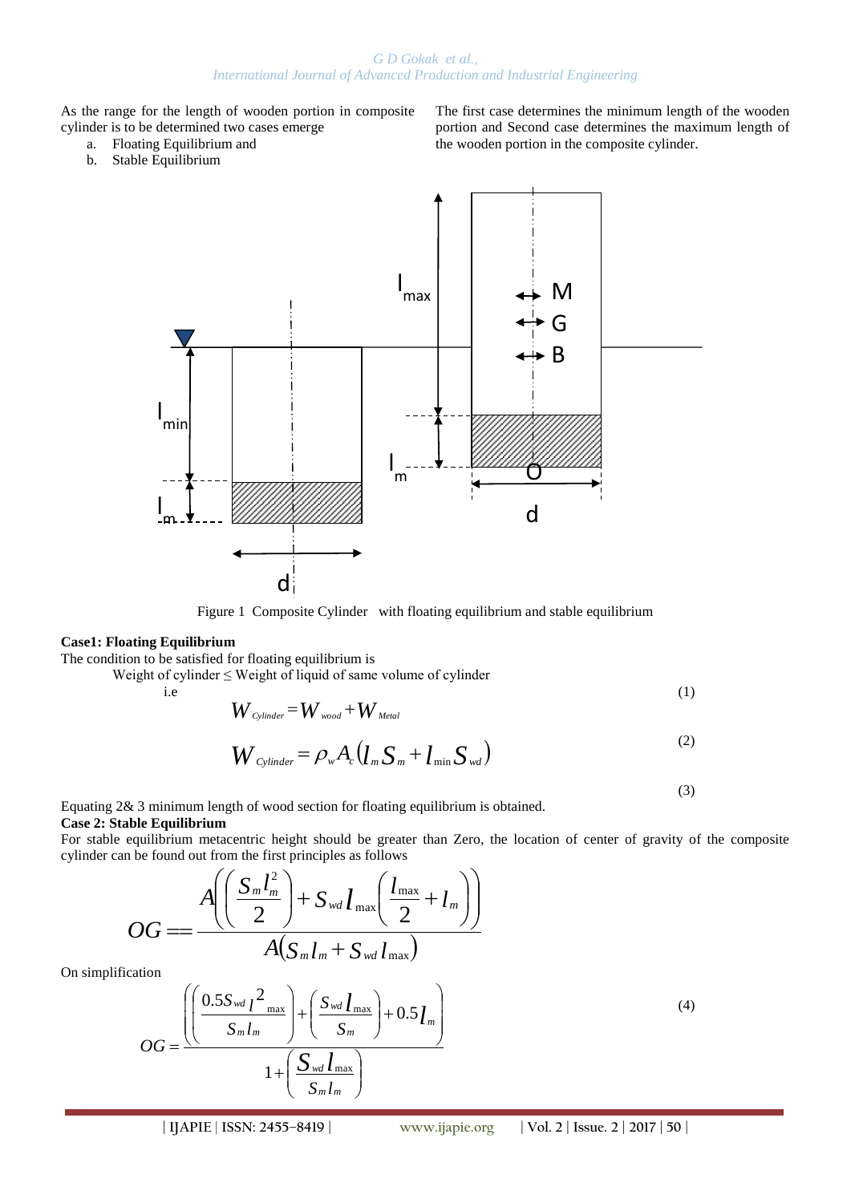As the range for the length of wooden portion in composite cylinder is to be determined two cases emerge

a. Floating Equilibrium and
b. Stable Equilibrium

The first case determines the minimum length of the wooden portion and Second case determines the maximum length of the wooden portion in the composite cylinder.

Figure 1 Composite Cylinder with floating equilibrium and stable equilibrium

**Case1: Floating Equilibrium**

The condition to be satisfied for floating equilibrium is

Weight of cylinder ≤ Weight of liquid of same volume of cylinder

i.e (1)

$$W_{Cylinder} = W_{wood} + W_{Metal} \quad (2)$$

$$W_{Cylinder} = \rho_w A_c \left( l_m S_m + l_{\min} S_{wd} \right) \quad (3)$$

Equating 2& 3 minimum length of wood section for floating equilibrium is obtained.

**Case 2: Stable Equilibrium**

For stable equilibrium metacentric height should be greater than Zero, the location of center of gravity of the composite cylinder can be found out from the first principles as follows

$$OG == \frac{A\left(\left(\frac{S_m l_m^2}{2}\right) + S_{wd}\, l_{\max}\left(\frac{l_{\max}}{2} + l_m\right)\right)}{A\left(S_m l_m + S_{wd}\, l_{\max}\right)}$$

On simplification

$$OG = \frac{\left(\left(\frac{0.5 S_{wd}\, l^2{}_{\max}}{S_m l_m}\right) + \left(\frac{S_{wd}\, l_{\max}}{S_m}\right) + 0.5 l_m\right)}{1 + \left(\frac{S_{wd}\, l_{\max}}{S_m l_m}\right)} \quad (4)$$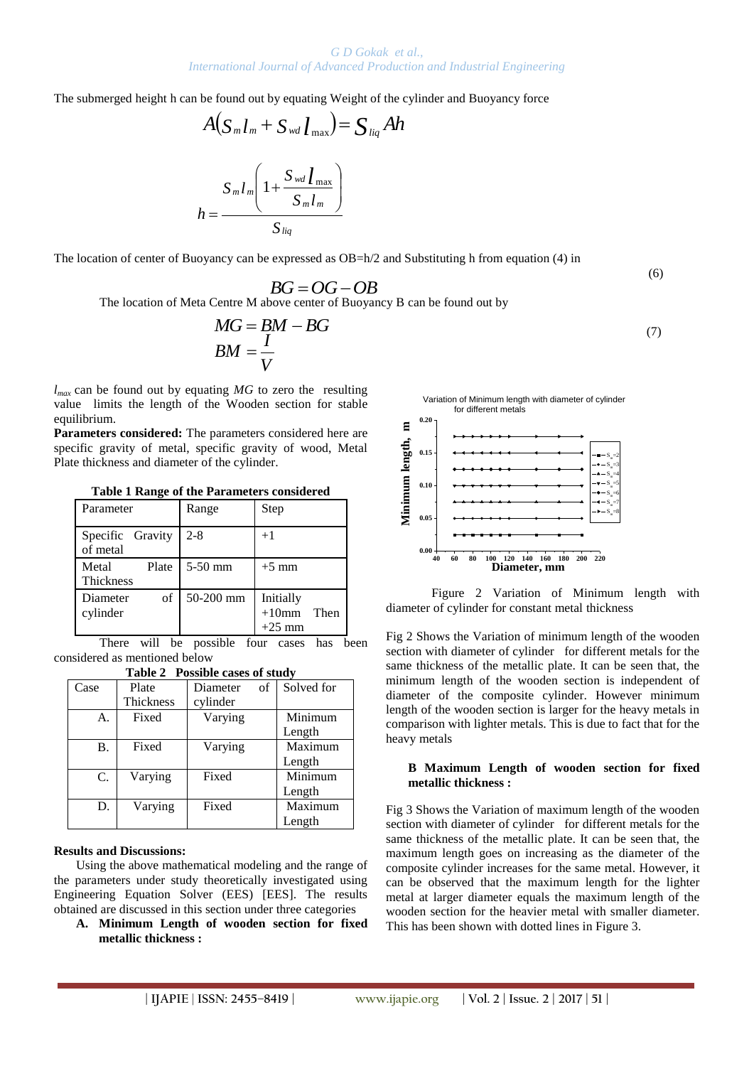The submerged height h can be found out by equating Weight of the cylinder and Buoyancy force

$$A\left(S_m l_m + S_{wd} l_{max}\right) = S_{liq} A h$$

$$h = \frac{S_m l_m \left(1 + \frac{S_{wd} l_{max}}{S_m l_m}\right)}{S_{liq}}$$

The location of center of Buoyancy can be expressed as OB=h/2 and Substituting h from equation (4) in

$$BG = OG - OB \tag{6}$$

The location of Meta Centre M above center of Buoyancy B can be found out by

$$MG = BM - BG \tag{7}$$

$$BM = \frac{I}{V}$$

$l_{max}$ can be found out by equating $MG$ to zero the resulting value limits the length of the Wooden section for stable equilibrium.

**Parameters considered:** The parameters considered here are specific gravity of metal, specific gravity of wood, Metal Plate thickness and diameter of the cylinder.

**Table 1 Range of the Parameters considered**

| Parameter | Range | Step |
|---|---|---|
| Specific Gravity of metal | 2-8 | +1 |
| Metal Plate Thickness | 5-50 mm | +5 mm |
| Diameter of cylinder | 50-200 mm | Initially +10mm Then +25 mm |

There will be possible four cases has been considered as mentioned below

**Table 2 Possible cases of study**

| Case | Plate Thickness | Diameter of cylinder | Solved for |
|---|---|---|---|
| A. | Fixed | Varying | Minimum Length |
| B. | Fixed | Varying | Maximum Length |
| C. | Varying | Fixed | Minimum Length |
| D. | Varying | Fixed | Maximum Length |

**Results and Discussions:**

Using the above mathematical modeling and the range of the parameters under study theoretically investigated using Engineering Equation Solver (EES) [EES]. The results obtained are discussed in this section under three categories

**A. Minimum Length of wooden section for fixed metallic thickness :**

Figure 2 Variation of Minimum length with diameter of cylinder for constant metal thickness

Fig 2 Shows the Variation of minimum length of the wooden section with diameter of cylinder for different metals for the same thickness of the metallic plate. It can be seen that, the minimum length of the wooden section is independent of diameter of the composite cylinder. However minimum length of the wooden section is larger for the heavy metals in comparison with lighter metals. This is due to fact that for the heavy metals

**B Maximum Length of wooden section for fixed metallic thickness :**

Fig 3 Shows the Variation of maximum length of the wooden section with diameter of cylinder for different metals for the same thickness of the metallic plate. It can be seen that, the maximum length goes on increasing as the diameter of the composite cylinder increases for the same metal. However, it can be observed that the maximum length for the lighter metal at larger diameter equals the maximum length of the wooden section for the heavier metal with smaller diameter. This has been shown with dotted lines in Figure 3.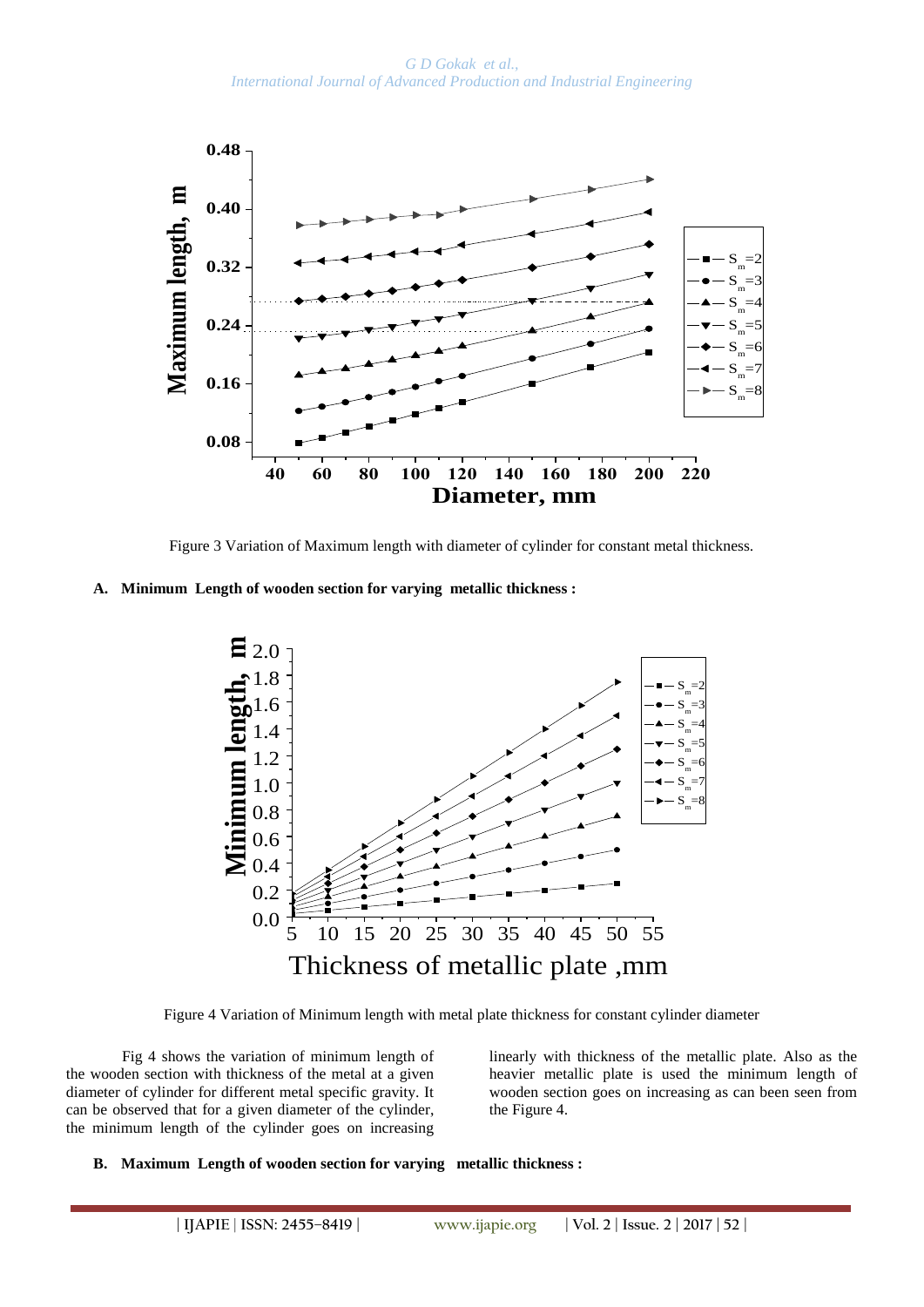Figure 3 Variation of Maximum length with diameter of cylinder for constant metal thickness.

### A. Minimum Length of wooden section for varying metallic thickness :

Figure 4 Variation of Minimum length with metal plate thickness for constant cylinder diameter

Fig 4 shows the variation of minimum length of the wooden section with thickness of the metal at a given diameter of cylinder for different metal specific gravity. It can be observed that for a given diameter of the cylinder, the minimum length of the cylinder goes on increasing linearly with thickness of the metallic plate. Also as the heavier metallic plate is used the minimum length of wooden section goes on increasing as can been seen from the Figure 4.

### B. Maximum Length of wooden section for varying metallic thickness :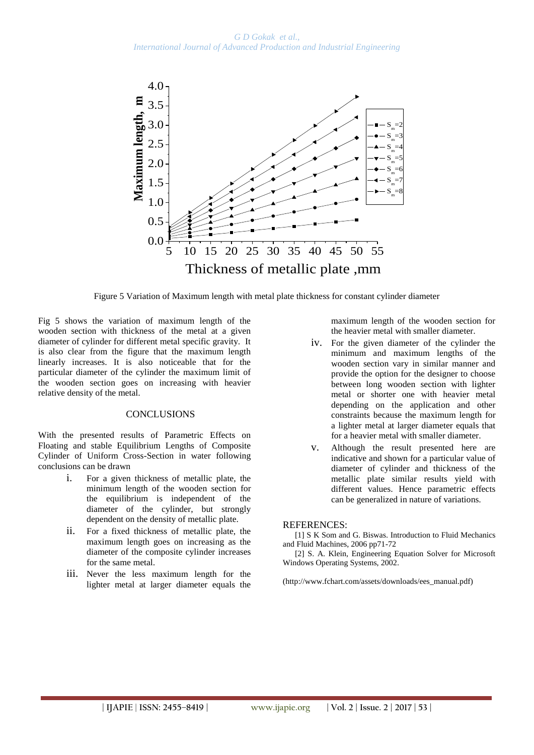Maximum length, m

4.0
3.5
3.0
2.5
2.0
1.5
1.0
0.5
0.0

5 10 15 20 25 30 35 40 45 50 55

Thickness of metallic plate ,mm

$S_m$=2
$S_m$=3
$S_m$=4
$S_m$=5
$S_m$=6
$S_m$=7
$S_m$=8

Figure 5 Variation of Maximum length with metal plate thickness for constant cylinder diameter

Fig 5 shows the variation of maximum length of the wooden section with thickness of the metal at a given diameter of cylinder for different metal specific gravity. It is also clear from the figure that the maximum length linearly increases. It is also noticeable that for the particular diameter of the cylinder the maximum limit of the wooden section goes on increasing with heavier relative density of the metal.

## CONCLUSIONS

With the presented results of Parametric Effects on Floating and stable Equilibrium Lengths of Composite Cylinder of Uniform Cross-Section in water following conclusions can be drawn

i. For a given thickness of metallic plate, the minimum length of the wooden section for the equilibrium is independent of the diameter of the cylinder, but strongly dependent on the density of metallic plate.

ii. For a fixed thickness of metallic plate, the maximum length goes on increasing as the diameter of the composite cylinder increases for the same metal.

iii. Never the less maximum length for the lighter metal at larger diameter equals the maximum length of the wooden section for the heavier metal with smaller diameter.

iv. For the given diameter of the cylinder the minimum and maximum lengths of the wooden section vary in similar manner and provide the option for the designer to choose between long wooden section with lighter metal or shorter one with heavier metal depending on the application and other constraints because the maximum length for a lighter metal at larger diameter equals that for a heavier metal with smaller diameter.

v. Although the result presented here are indicative and shown for a particular value of diameter of cylinder and thickness of the metallic plate similar results yield with different values. Hence parametric effects can be generalized in nature of variations.

## REFERENCES:

[1] S K Som and G. Biswas. Introduction to Fluid Mechanics and Fluid Machines, 2006 pp71-72

[2] S. A. Klein, Engineering Equation Solver for Microsoft Windows Operating Systems, 2002.

(http://www.fchart.com/assets/downloads/ees_manual.pdf)